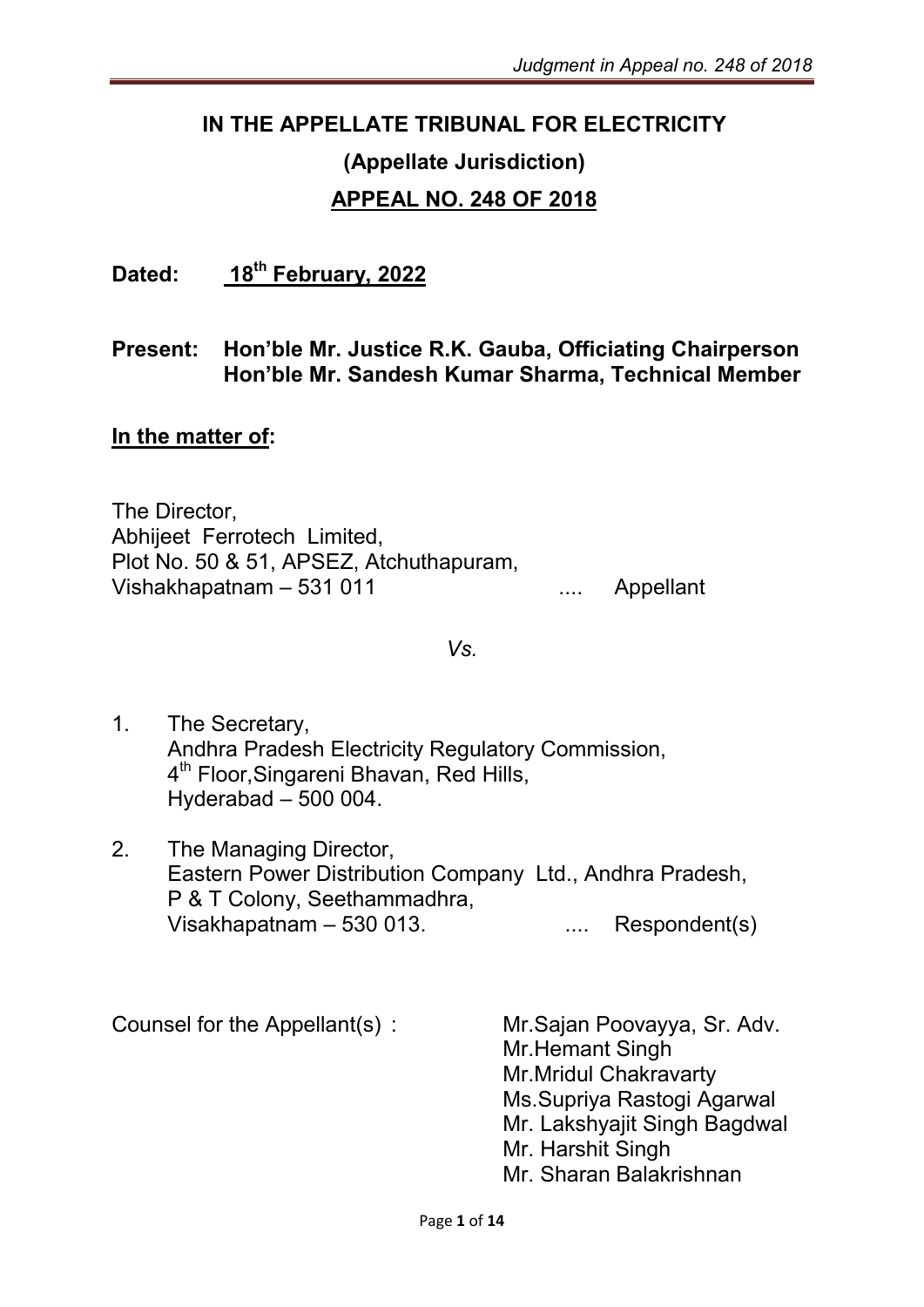# IN THE APPELLATE TRIBUNAL FOR ELECTRICITY

## (Appellate Jurisdiction)

## APPEAL NO. 248 OF 2018

**Dated: <u>18th February, 2022</u>**

**Present: Hon'ble Mr. Justice R.K. Gauba, Officiating Chairperson**
**Hon'ble Mr. Sandesh Kumar Sharma, Technical Member**

**<u>In the matter of</u>:**

The Director,
Abhijeet Ferrotech Limited,
Plot No. 50 & 51, APSEZ, Atchuthapuram,
Vishakhapatnam – 531 011 .... Appellant

*Vs.*

1. The Secretary,
   Andhra Pradesh Electricity Regulatory Commission,
   4th Floor,Singareni Bhavan, Red Hills,
   Hyderabad – 500 004.

2. The Managing Director,
   Eastern Power Distribution Company Ltd., Andhra Pradesh,
   P & T Colony, Seethammadhra,
   Visakhapatnam – 530 013. .... Respondent(s)

Counsel for the Appellant(s) : Mr.Sajan Poovayya, Sr. Adv.
Mr.Hemant Singh
Mr.Mridul Chakravarty
Ms.Supriya Rastogi Agarwal
Mr. Lakshyajit Singh Bagdwal
Mr. Harshit Singh
Mr. Sharan Balakrishnan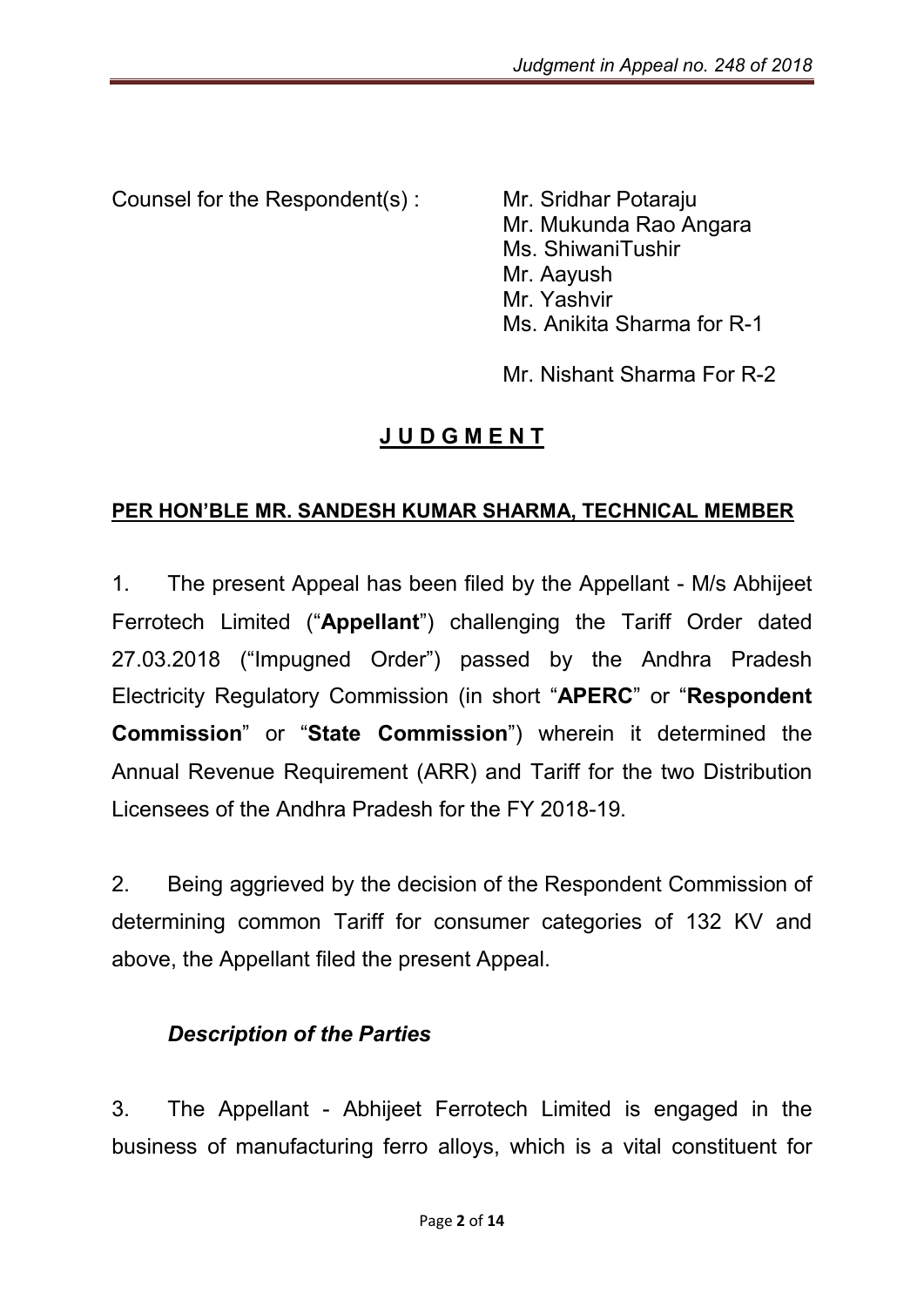Counsel for the Respondent(s) : Mr. Sridhar Potaraju
Mr. Mukunda Rao Angara
Ms. ShiwaniTushir
Mr. Aayush
Mr. Yashvir
Ms. Anikita Sharma for R-1

Mr. Nishant Sharma For R-2

## J U D G M E N T

**PER HON'BLE MR. SANDESH KUMAR SHARMA, TECHNICAL MEMBER**

1. The present Appeal has been filed by the Appellant - M/s Abhijeet Ferrotech Limited ("**Appellant**") challenging the Tariff Order dated 27.03.2018 ("Impugned Order") passed by the Andhra Pradesh Electricity Regulatory Commission (in short "**APERC**" or "**Respondent Commission**" or "**State Commission**") wherein it determined the Annual Revenue Requirement (ARR) and Tariff for the two Distribution Licensees of the Andhra Pradesh for the FY 2018-19.

2. Being aggrieved by the decision of the Respondent Commission of determining common Tariff for consumer categories of 132 KV and above, the Appellant filed the present Appeal.

### *Description of the Parties*

3. The Appellant - Abhijeet Ferrotech Limited is engaged in the business of manufacturing ferro alloys, which is a vital constituent for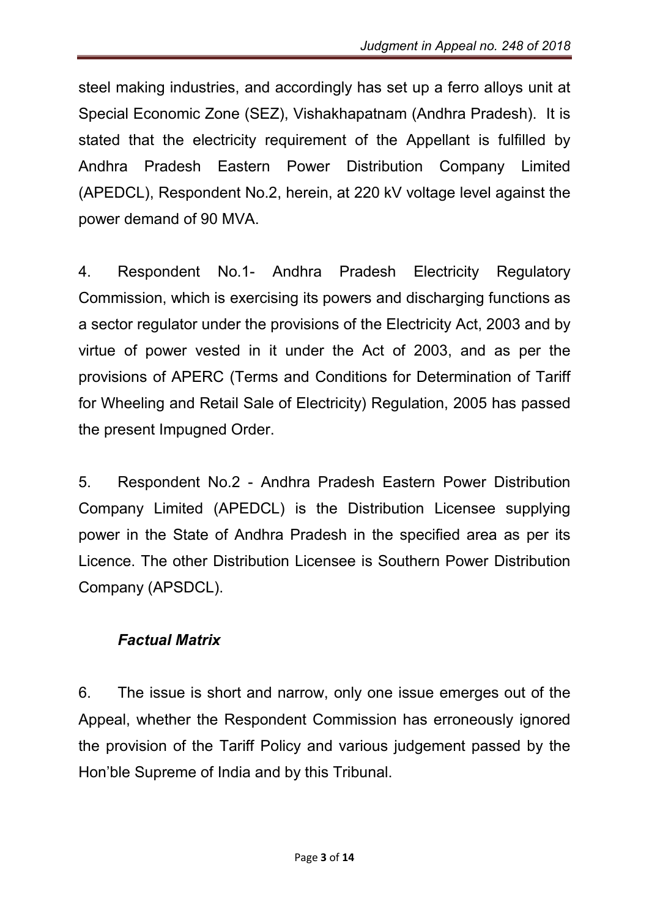steel making industries, and accordingly has set up a ferro alloys unit at Special Economic Zone (SEZ), Vishakhapatnam (Andhra Pradesh). It is stated that the electricity requirement of the Appellant is fulfilled by Andhra Pradesh Eastern Power Distribution Company Limited (APEDCL), Respondent No.2, herein, at 220 kV voltage level against the power demand of 90 MVA.

4. Respondent No.1- Andhra Pradesh Electricity Regulatory Commission, which is exercising its powers and discharging functions as a sector regulator under the provisions of the Electricity Act, 2003 and by virtue of power vested in it under the Act of 2003, and as per the provisions of APERC (Terms and Conditions for Determination of Tariff for Wheeling and Retail Sale of Electricity) Regulation, 2005 has passed the present Impugned Order.

5. Respondent No.2 - Andhra Pradesh Eastern Power Distribution Company Limited (APEDCL) is the Distribution Licensee supplying power in the State of Andhra Pradesh in the specified area as per its Licence. The other Distribution Licensee is Southern Power Distribution Company (APSDCL).

### *Factual Matrix*

6. The issue is short and narrow, only one issue emerges out of the Appeal, whether the Respondent Commission has erroneously ignored the provision of the Tariff Policy and various judgement passed by the Hon'ble Supreme of India and by this Tribunal.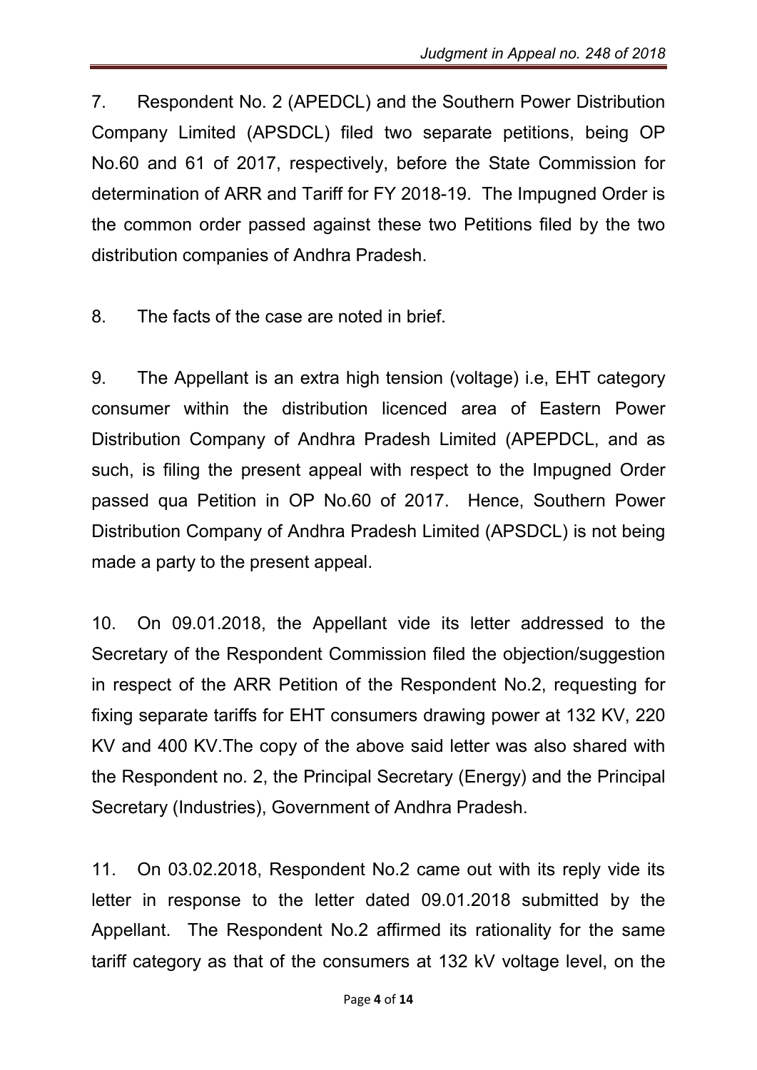7. Respondent No. 2 (APEDCL) and the Southern Power Distribution Company Limited (APSDCL) filed two separate petitions, being OP No.60 and 61 of 2017, respectively, before the State Commission for determination of ARR and Tariff for FY 2018-19. The Impugned Order is the common order passed against these two Petitions filed by the two distribution companies of Andhra Pradesh.

8. The facts of the case are noted in brief.

9. The Appellant is an extra high tension (voltage) i.e, EHT category consumer within the distribution licenced area of Eastern Power Distribution Company of Andhra Pradesh Limited (APEPDCL, and as such, is filing the present appeal with respect to the Impugned Order passed qua Petition in OP No.60 of 2017. Hence, Southern Power Distribution Company of Andhra Pradesh Limited (APSDCL) is not being made a party to the present appeal.

10. On 09.01.2018, the Appellant vide its letter addressed to the Secretary of the Respondent Commission filed the objection/suggestion in respect of the ARR Petition of the Respondent No.2, requesting for fixing separate tariffs for EHT consumers drawing power at 132 KV, 220 KV and 400 KV.The copy of the above said letter was also shared with the Respondent no. 2, the Principal Secretary (Energy) and the Principal Secretary (Industries), Government of Andhra Pradesh.

11. On 03.02.2018, Respondent No.2 came out with its reply vide its letter in response to the letter dated 09.01.2018 submitted by the Appellant. The Respondent No.2 affirmed its rationality for the same tariff category as that of the consumers at 132 kV voltage level, on the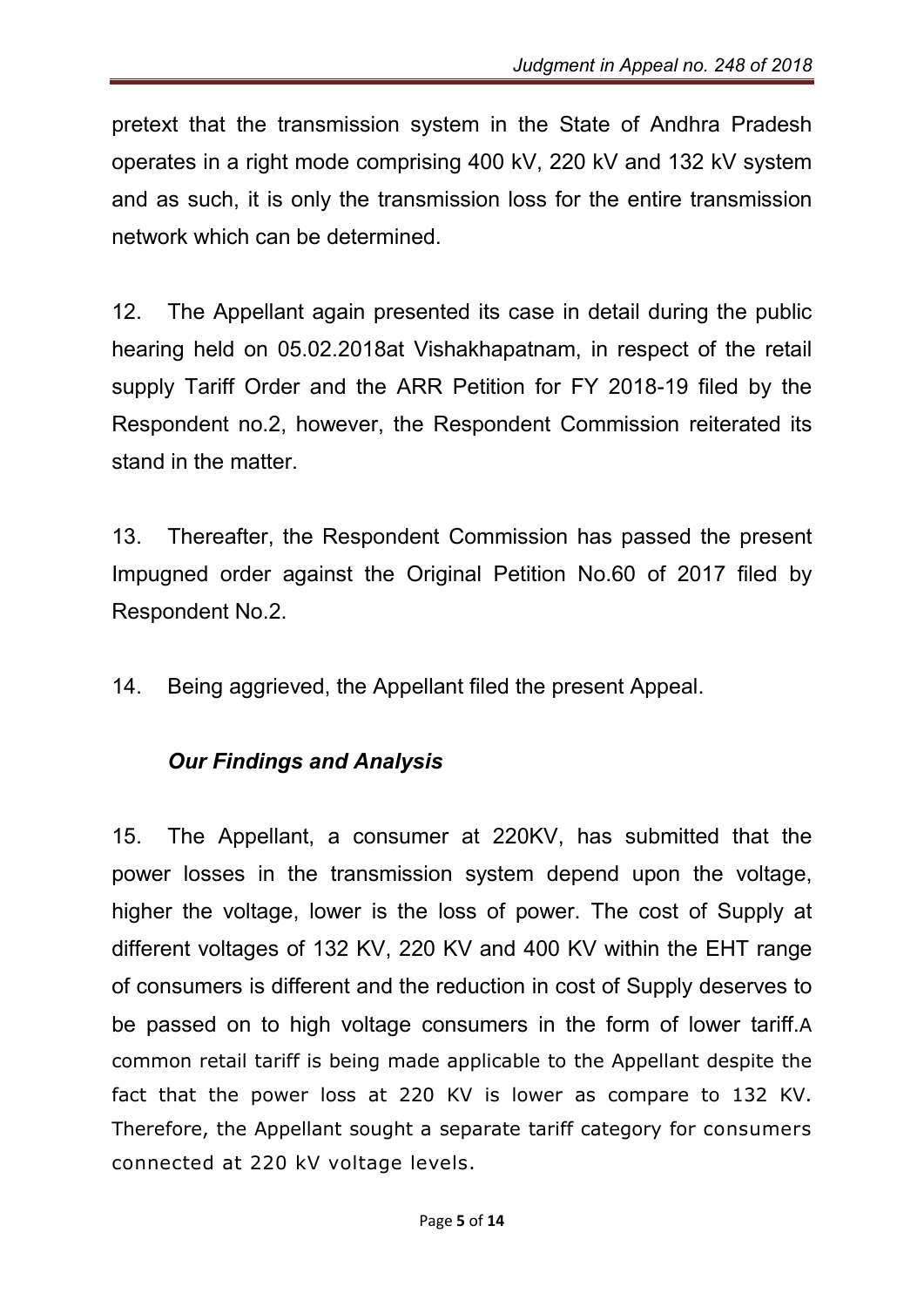pretext that the transmission system in the State of Andhra Pradesh operates in a right mode comprising 400 kV, 220 kV and 132 kV system and as such, it is only the transmission loss for the entire transmission network which can be determined.

12. The Appellant again presented its case in detail during the public hearing held on 05.02.2018at Vishakhapatnam, in respect of the retail supply Tariff Order and the ARR Petition for FY 2018-19 filed by the Respondent no.2, however, the Respondent Commission reiterated its stand in the matter.

13. Thereafter, the Respondent Commission has passed the present Impugned order against the Original Petition No.60 of 2017 filed by Respondent No.2.

14. Being aggrieved, the Appellant filed the present Appeal.

### *Our Findings and Analysis*

15. The Appellant, a consumer at 220KV, has submitted that the power losses in the transmission system depend upon the voltage, higher the voltage, lower is the loss of power. The cost of Supply at different voltages of 132 KV, 220 KV and 400 KV within the EHT range of consumers is different and the reduction in cost of Supply deserves to be passed on to high voltage consumers in the form of lower tariff.A common retail tariff is being made applicable to the Appellant despite the fact that the power loss at 220 KV is lower as compare to 132 KV. Therefore, the Appellant sought a separate tariff category for consumers connected at 220 kV voltage levels.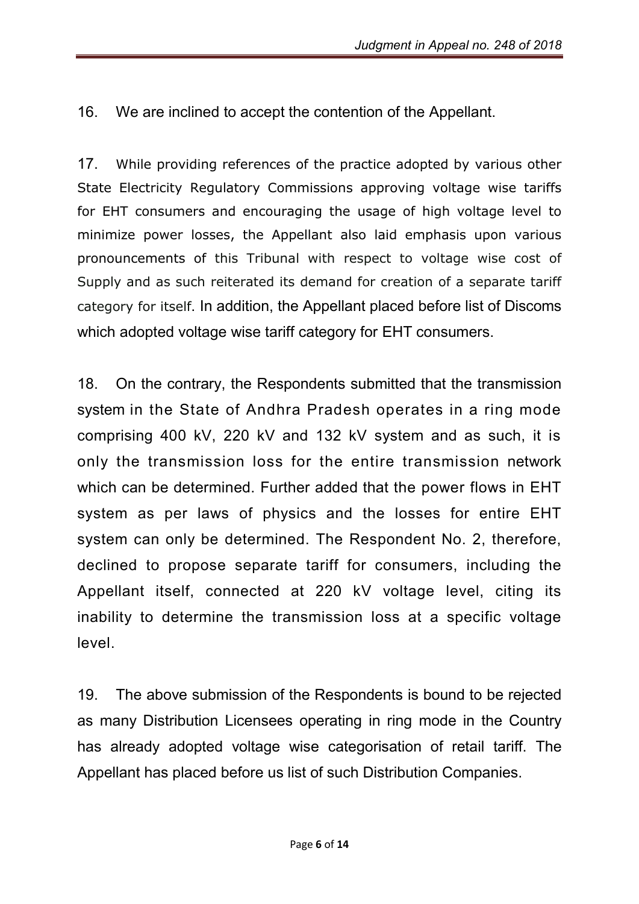16. We are inclined to accept the contention of the Appellant.

17. While providing references of the practice adopted by various other State Electricity Regulatory Commissions approving voltage wise tariffs for EHT consumers and encouraging the usage of high voltage level to minimize power losses, the Appellant also laid emphasis upon various pronouncements of this Tribunal with respect to voltage wise cost of Supply and as such reiterated its demand for creation of a separate tariff category for itself. In addition, the Appellant placed before list of Discoms which adopted voltage wise tariff category for EHT consumers.

18. On the contrary, the Respondents submitted that the transmission system in the State of Andhra Pradesh operates in a ring mode comprising 400 kV, 220 kV and 132 kV system and as such, it is only the transmission loss for the entire transmission network which can be determined. Further added that the power flows in EHT system as per laws of physics and the losses for entire EHT system can only be determined. The Respondent No. 2, therefore, declined to propose separate tariff for consumers, including the Appellant itself, connected at 220 kV voltage level, citing its inability to determine the transmission loss at a specific voltage level.

19. The above submission of the Respondents is bound to be rejected as many Distribution Licensees operating in ring mode in the Country has already adopted voltage wise categorisation of retail tariff. The Appellant has placed before us list of such Distribution Companies.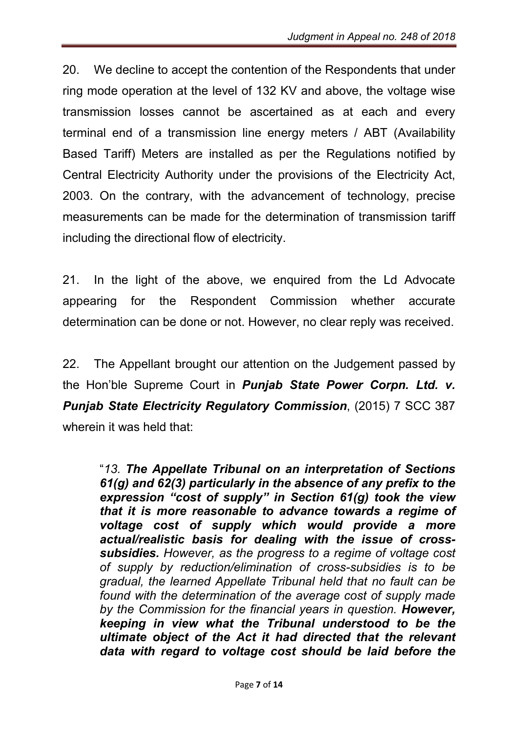20. We decline to accept the contention of the Respondents that under ring mode operation at the level of 132 KV and above, the voltage wise transmission losses cannot be ascertained as at each and every terminal end of a transmission line energy meters / ABT (Availability Based Tariff) Meters are installed as per the Regulations notified by Central Electricity Authority under the provisions of the Electricity Act, 2003. On the contrary, with the advancement of technology, precise measurements can be made for the determination of transmission tariff including the directional flow of electricity.

21. In the light of the above, we enquired from the Ld Advocate appearing for the Respondent Commission whether accurate determination can be done or not. However, no clear reply was received.

22. The Appellant brought our attention on the Judgement passed by the Hon'ble Supreme Court in ***Punjab State Power Corpn. Ltd. v. Punjab State Electricity Regulatory Commission***, (2015) 7 SCC 387 wherein it was held that:

> "*13.* ***The Appellate Tribunal on an interpretation of Sections 61(g) and 62(3) particularly in the absence of any prefix to the expression "cost of supply" in Section 61(g) took the view that it is more reasonable to advance towards a regime of voltage cost of supply which would provide a more actual/realistic basis for dealing with the issue of cross-subsidies.*** *However, as the progress to a regime of voltage cost of supply by reduction/elimination of cross-subsidies is to be gradual, the learned Appellate Tribunal held that no fault can be found with the determination of the average cost of supply made by the Commission for the financial years in question.* ***However, keeping in view what the Tribunal understood to be the ultimate object of the Act it had directed that the relevant data with regard to voltage cost should be laid before the***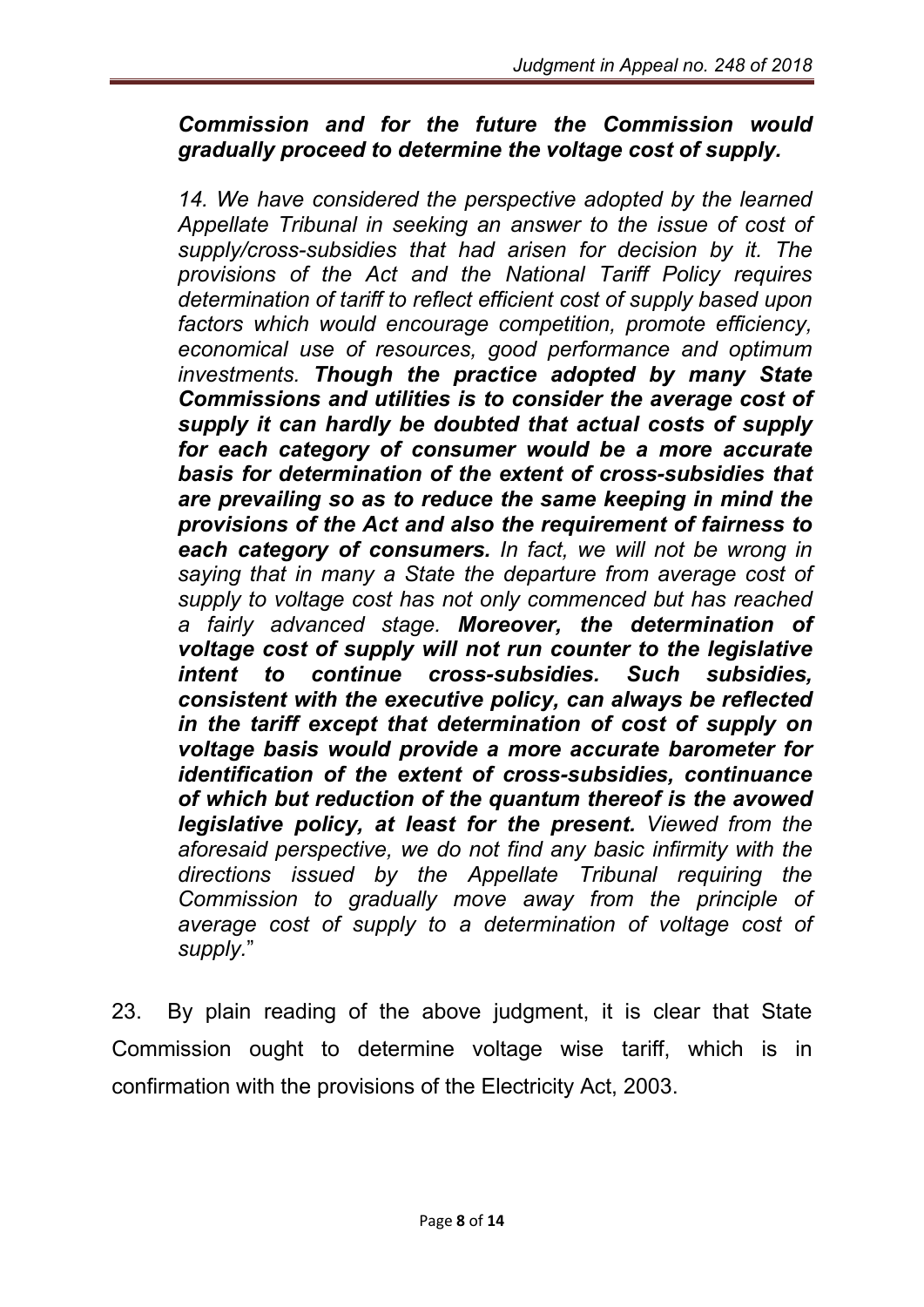***Commission and for the future the Commission would gradually proceed to determine the voltage cost of supply.***

*14. We have considered the perspective adopted by the learned Appellate Tribunal in seeking an answer to the issue of cost of supply/cross-subsidies that had arisen for decision by it. The provisions of the Act and the National Tariff Policy requires determination of tariff to reflect efficient cost of supply based upon factors which would encourage competition, promote efficiency, economical use of resources, good performance and optimum investments.* ***Though the practice adopted by many State Commissions and utilities is to consider the average cost of supply it can hardly be doubted that actual costs of supply for each category of consumer would be a more accurate basis for determination of the extent of cross-subsidies that are prevailing so as to reduce the same keeping in mind the provisions of the Act and also the requirement of fairness to each category of consumers.*** *In fact, we will not be wrong in saying that in many a State the departure from average cost of supply to voltage cost has not only commenced but has reached a fairly advanced stage.* ***Moreover, the determination of voltage cost of supply will not run counter to the legislative intent to continue cross-subsidies. Such subsidies, consistent with the executive policy, can always be reflected in the tariff except that determination of cost of supply on voltage basis would provide a more accurate barometer for identification of the extent of cross-subsidies, continuance of which but reduction of the quantum thereof is the avowed legislative policy, at least for the present.*** *Viewed from the aforesaid perspective, we do not find any basic infirmity with the directions issued by the Appellate Tribunal requiring the Commission to gradually move away from the principle of average cost of supply to a determination of voltage cost of supply.*"

23. By plain reading of the above judgment, it is clear that State Commission ought to determine voltage wise tariff, which is in confirmation with the provisions of the Electricity Act, 2003.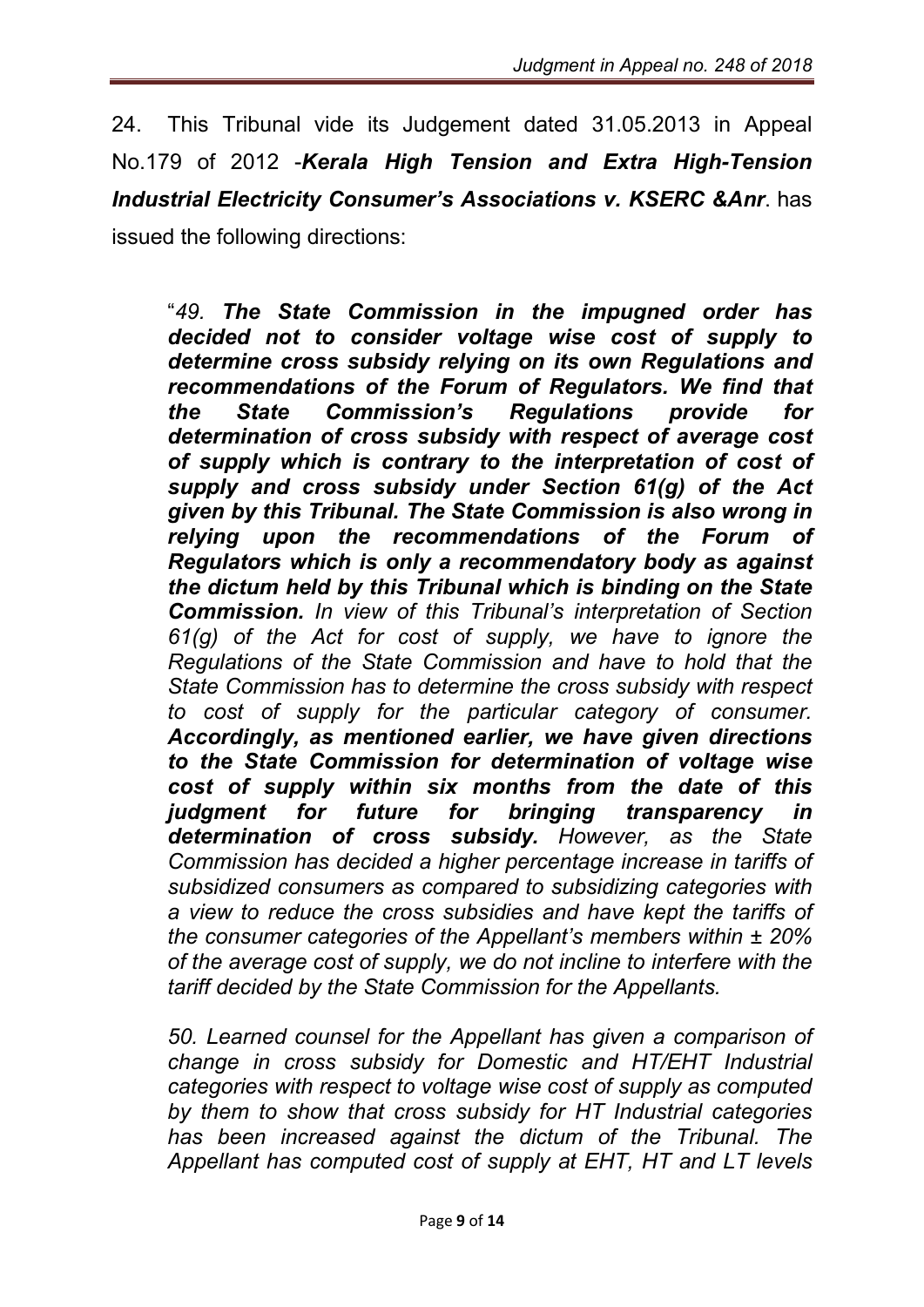24. This Tribunal vide its Judgement dated 31.05.2013 in Appeal No.179 of 2012 -***Kerala High Tension and Extra High-Tension Industrial Electricity Consumer's Associations v. KSERC &Anr***. has issued the following directions:

> "*49.* ***The State Commission in the impugned order has decided not to consider voltage wise cost of supply to determine cross subsidy relying on its own Regulations and recommendations of the Forum of Regulators. We find that the State Commission's Regulations provide for determination of cross subsidy with respect of average cost of supply which is contrary to the interpretation of cost of supply and cross subsidy under Section 61(g) of the Act given by this Tribunal. The State Commission is also wrong in relying upon the recommendations of the Forum of Regulators which is only a recommendatory body as against the dictum held by this Tribunal which is binding on the State Commission.*** *In view of this Tribunal's interpretation of Section 61(g) of the Act for cost of supply, we have to ignore the Regulations of the State Commission and have to hold that the State Commission has to determine the cross subsidy with respect to cost of supply for the particular category of consumer.* ***Accordingly, as mentioned earlier, we have given directions to the State Commission for determination of voltage wise cost of supply within six months from the date of this judgment for future for bringing transparency in determination of cross subsidy.*** *However, as the State Commission has decided a higher percentage increase in tariffs of subsidized consumers as compared to subsidizing categories with a view to reduce the cross subsidies and have kept the tariffs of the consumer categories of the Appellant's members within ± 20% of the average cost of supply, we do not incline to interfere with the tariff decided by the State Commission for the Appellants.*
>
> *50. Learned counsel for the Appellant has given a comparison of change in cross subsidy for Domestic and HT/EHT Industrial categories with respect to voltage wise cost of supply as computed by them to show that cross subsidy for HT Industrial categories has been increased against the dictum of the Tribunal. The Appellant has computed cost of supply at EHT, HT and LT levels*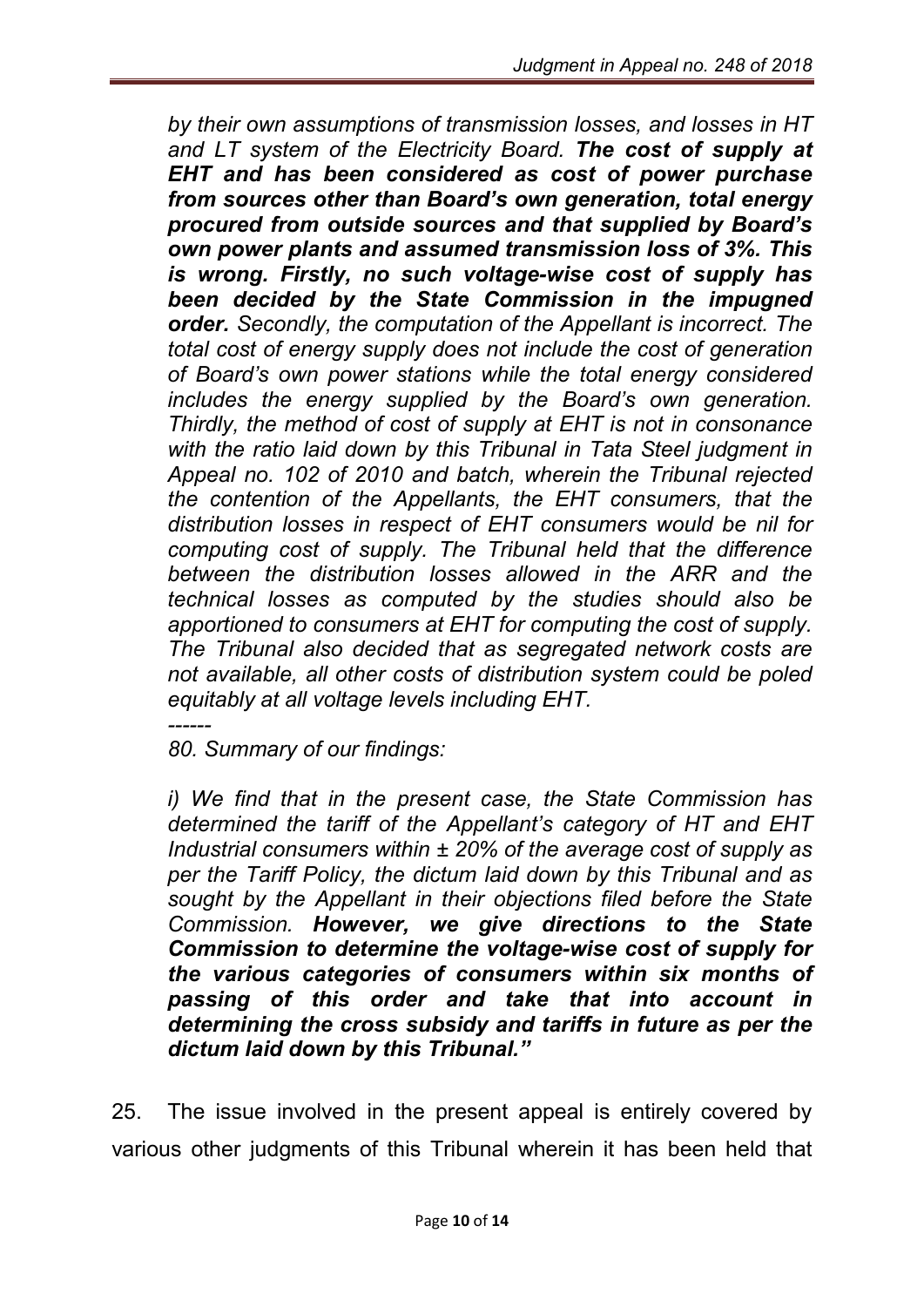*by their own assumptions of transmission losses, and losses in HT and LT system of the Electricity Board. **The cost of supply at EHT and has been considered as cost of power purchase from sources other than Board's own generation, total energy procured from outside sources and that supplied by Board's own power plants and assumed transmission loss of 3%. This is wrong. Firstly, no such voltage-wise cost of supply has been decided by the State Commission in the impugned order.** Secondly, the computation of the Appellant is incorrect. The total cost of energy supply does not include the cost of generation of Board's own power stations while the total energy considered includes the energy supplied by the Board's own generation. Thirdly, the method of cost of supply at EHT is not in consonance with the ratio laid down by this Tribunal in Tata Steel judgment in Appeal no. 102 of 2010 and batch, wherein the Tribunal rejected the contention of the Appellants, the EHT consumers, that the distribution losses in respect of EHT consumers would be nil for computing cost of supply. The Tribunal held that the difference between the distribution losses allowed in the ARR and the technical losses as computed by the studies should also be apportioned to consumers at EHT for computing the cost of supply. The Tribunal also decided that as segregated network costs are not available, all other costs of distribution system could be poled equitably at all voltage levels including EHT.*

*------*

*80. Summary of our findings:*

*i) We find that in the present case, the State Commission has determined the tariff of the Appellant's category of HT and EHT Industrial consumers within ± 20% of the average cost of supply as per the Tariff Policy, the dictum laid down by this Tribunal and as sought by the Appellant in their objections filed before the State Commission. **However, we give directions to the State Commission to determine the voltage-wise cost of supply for the various categories of consumers within six months of passing of this order and take that into account in determining the cross subsidy and tariffs in future as per the dictum laid down by this Tribunal."***

25. The issue involved in the present appeal is entirely covered by various other judgments of this Tribunal wherein it has been held that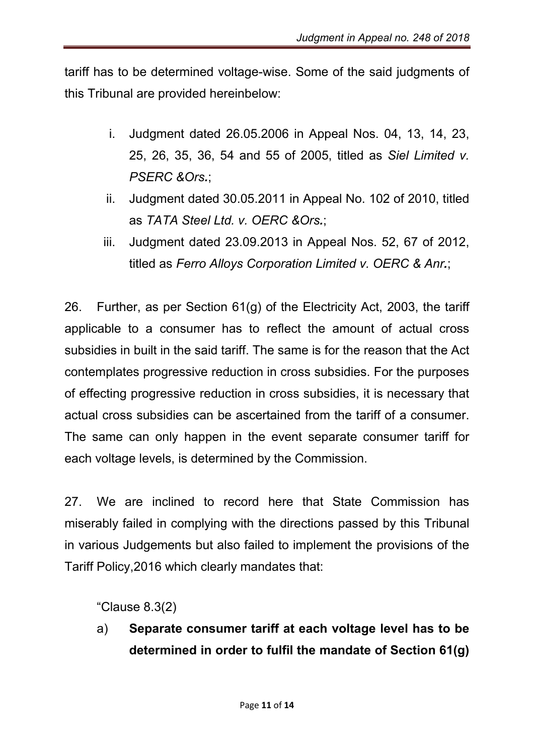tariff has to be determined voltage-wise. Some of the said judgments of this Tribunal are provided hereinbelow:

i. Judgment dated 26.05.2006 in Appeal Nos. 04, 13, 14, 23, 25, 26, 35, 36, 54 and 55 of 2005, titled as *Siel Limited v. PSERC &Ors.*;

ii. Judgment dated 30.05.2011 in Appeal No. 102 of 2010, titled as *TATA Steel Ltd. v. OERC &Ors.*;

iii. Judgment dated 23.09.2013 in Appeal Nos. 52, 67 of 2012, titled as *Ferro Alloys Corporation Limited v. OERC & Anr.*;

26. Further, as per Section 61(g) of the Electricity Act, 2003, the tariff applicable to a consumer has to reflect the amount of actual cross subsidies in built in the said tariff. The same is for the reason that the Act contemplates progressive reduction in cross subsidies. For the purposes of effecting progressive reduction in cross subsidies, it is necessary that actual cross subsidies can be ascertained from the tariff of a consumer. The same can only happen in the event separate consumer tariff for each voltage levels, is determined by the Commission.

27. We are inclined to record here that State Commission has miserably failed in complying with the directions passed by this Tribunal in various Judgements but also failed to implement the provisions of the Tariff Policy,2016 which clearly mandates that:

"Clause 8.3(2)

a) **Separate consumer tariff at each voltage level has to be determined in order to fulfil the mandate of Section 61(g)**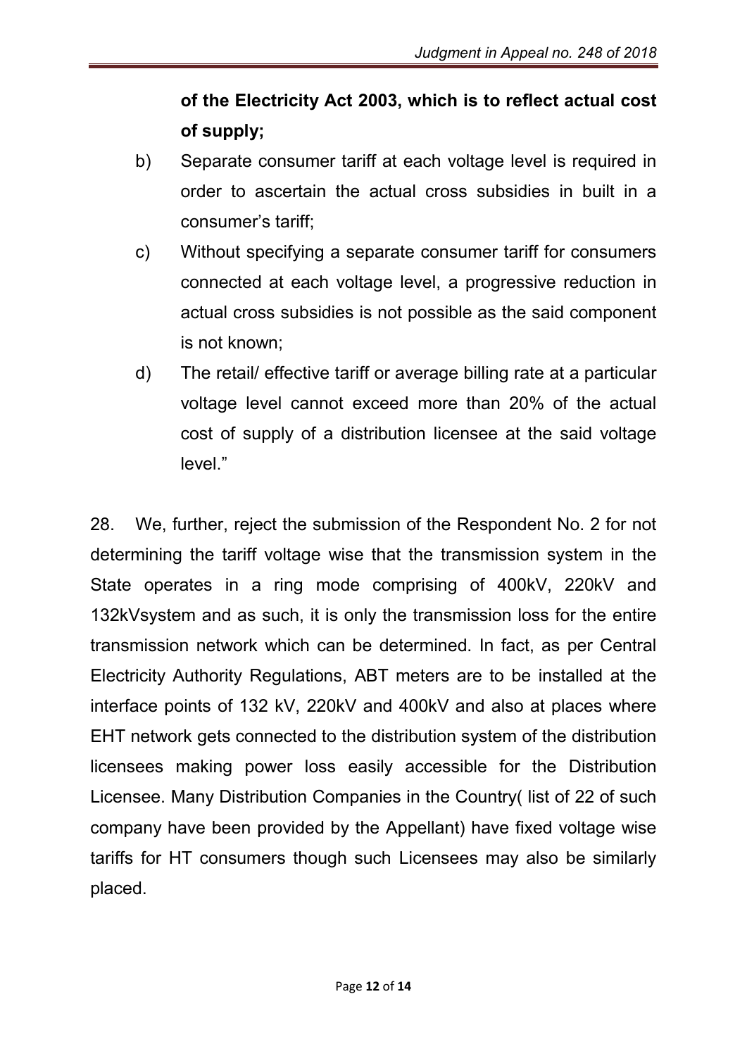**of the Electricity Act 2003, which is to reflect actual cost of supply;**

b) Separate consumer tariff at each voltage level is required in order to ascertain the actual cross subsidies in built in a consumer's tariff;

c) Without specifying a separate consumer tariff for consumers connected at each voltage level, a progressive reduction in actual cross subsidies is not possible as the said component is not known;

d) The retail/ effective tariff or average billing rate at a particular voltage level cannot exceed more than 20% of the actual cost of supply of a distribution licensee at the said voltage level."

28. We, further, reject the submission of the Respondent No. 2 for not determining the tariff voltage wise that the transmission system in the State operates in a ring mode comprising of 400kV, 220kV and 132kVsystem and as such, it is only the transmission loss for the entire transmission network which can be determined. In fact, as per Central Electricity Authority Regulations, ABT meters are to be installed at the interface points of 132 kV, 220kV and 400kV and also at places where EHT network gets connected to the distribution system of the distribution licensees making power loss easily accessible for the Distribution Licensee. Many Distribution Companies in the Country( list of 22 of such company have been provided by the Appellant) have fixed voltage wise tariffs for HT consumers though such Licensees may also be similarly placed.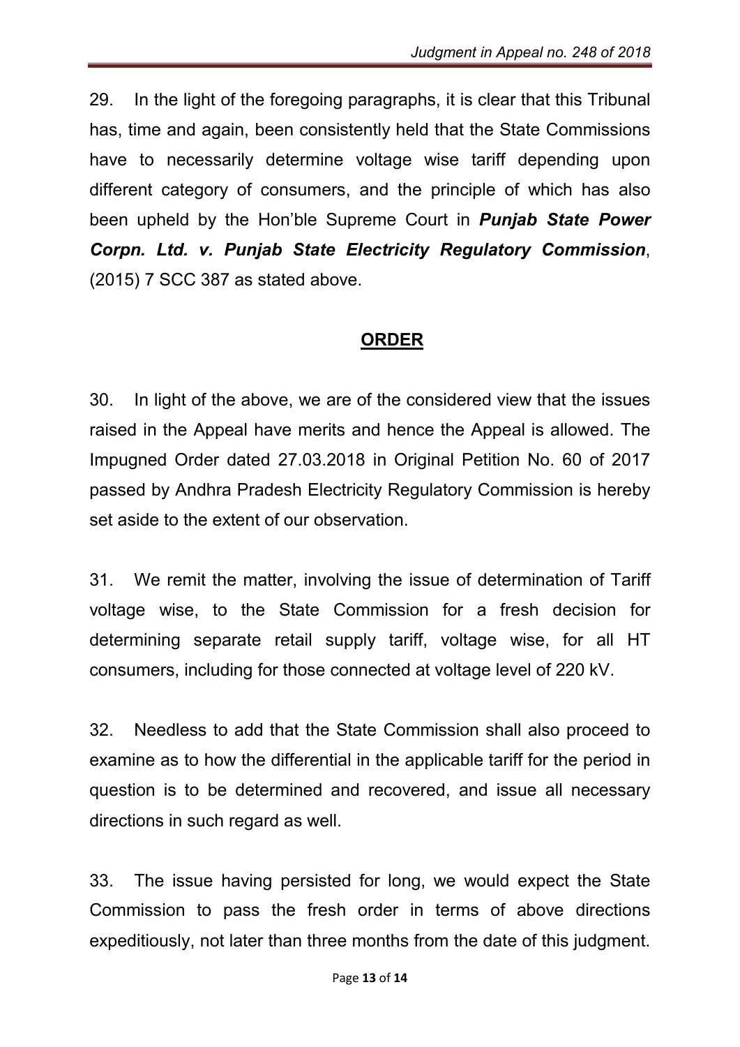29. In the light of the foregoing paragraphs, it is clear that this Tribunal has, time and again, been consistently held that the State Commissions have to necessarily determine voltage wise tariff depending upon different category of consumers, and the principle of which has also been upheld by the Hon'ble Supreme Court in ***Punjab State Power Corpn. Ltd. v. Punjab State Electricity Regulatory Commission***, (2015) 7 SCC 387 as stated above.

## **ORDER**

30. In light of the above, we are of the considered view that the issues raised in the Appeal have merits and hence the Appeal is allowed. The Impugned Order dated 27.03.2018 in Original Petition No. 60 of 2017 passed by Andhra Pradesh Electricity Regulatory Commission is hereby set aside to the extent of our observation.

31. We remit the matter, involving the issue of determination of Tariff voltage wise, to the State Commission for a fresh decision for determining separate retail supply tariff, voltage wise, for all HT consumers, including for those connected at voltage level of 220 kV.

32. Needless to add that the State Commission shall also proceed to examine as to how the differential in the applicable tariff for the period in question is to be determined and recovered, and issue all necessary directions in such regard as well.

33. The issue having persisted for long, we would expect the State Commission to pass the fresh order in terms of above directions expeditiously, not later than three months from the date of this judgment.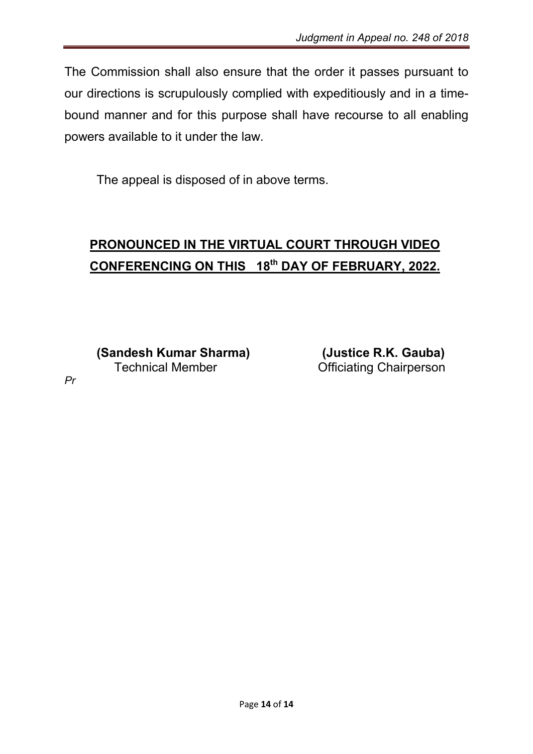The Commission shall also ensure that the order it passes pursuant to our directions is scrupulously complied with expeditiously and in a time-bound manner and for this purpose shall have recourse to all enabling powers available to it under the law.

The appeal is disposed of in above terms.

**PRONOUNCED IN THE VIRTUAL COURT THROUGH VIDEO CONFERENCING ON THIS 18th DAY OF FEBRUARY, 2022.**

| | |
|---|---|
| **(Sandesh Kumar Sharma)** | **(Justice R.K. Gauba)** |
| Technical Member | Officiating Chairperson |

*Pr*